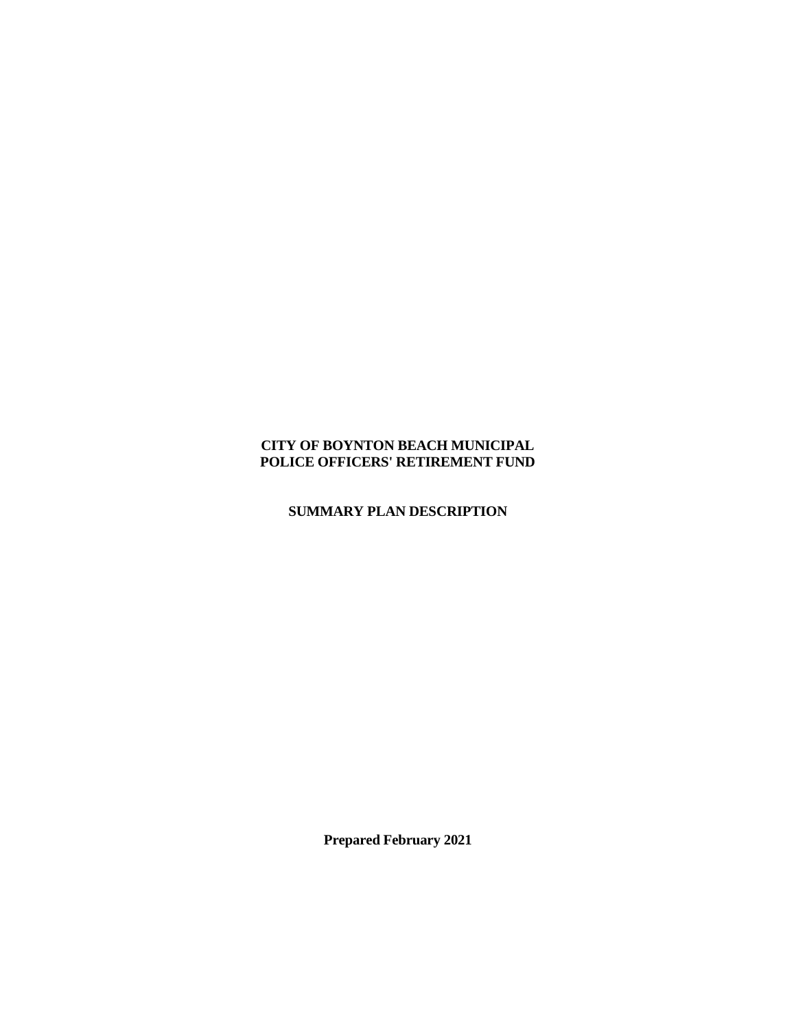# CITY OF BOYNTON BEACH MUNICIPAL POLICE OFFICERS' RETIREMENT FUND

## SUMMARY PLAN DESCRIPTION

**Prepared February 2021**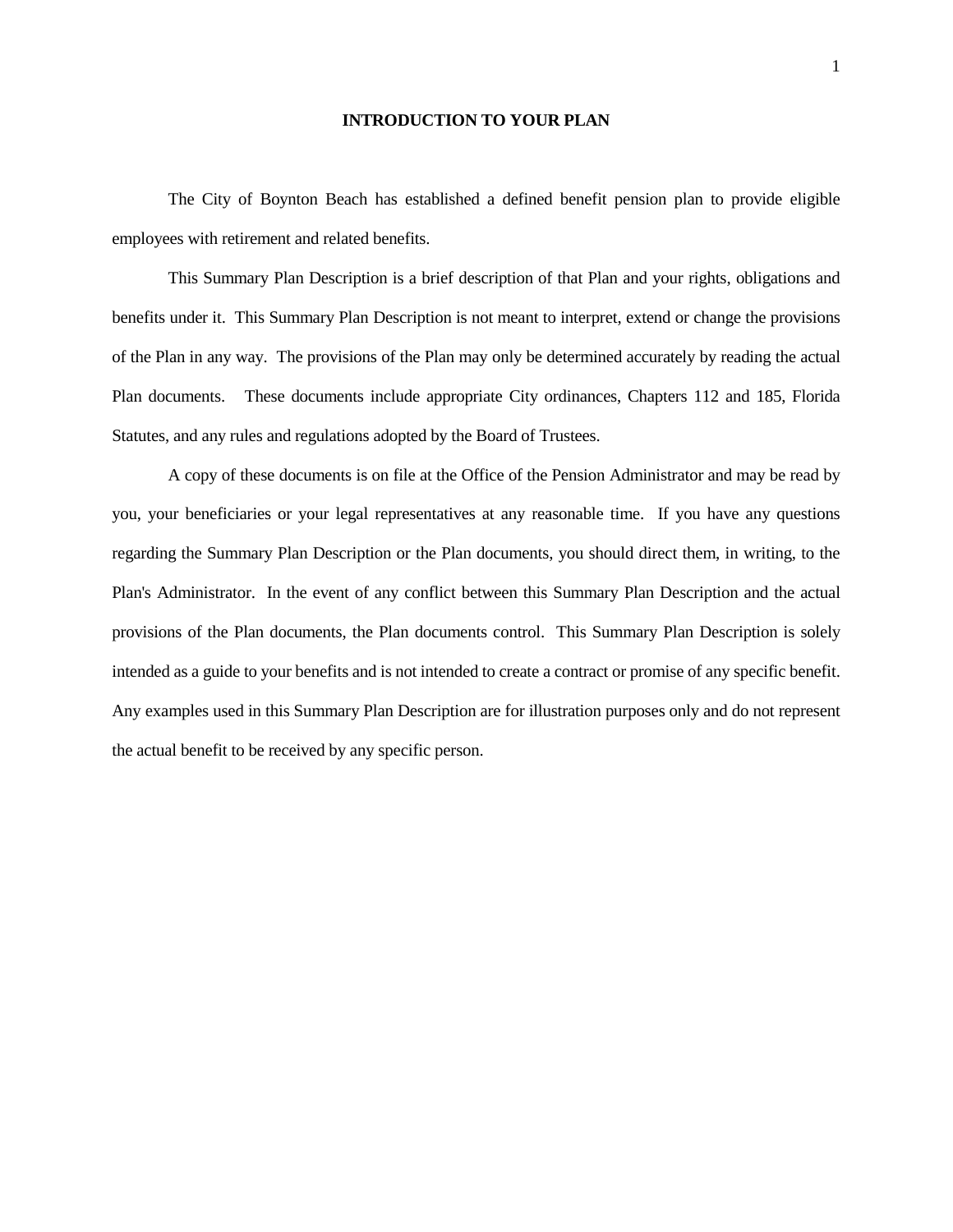# INTRODUCTION TO YOUR PLAN

The City of Boynton Beach has established a defined benefit pension plan to provide eligible employees with retirement and related benefits.

This Summary Plan Description is a brief description of that Plan and your rights, obligations and benefits under it. This Summary Plan Description is not meant to interpret, extend or change the provisions of the Plan in any way. The provisions of the Plan may only be determined accurately by reading the actual Plan documents. These documents include appropriate City ordinances, Chapters 112 and 185, Florida Statutes, and any rules and regulations adopted by the Board of Trustees.

A copy of these documents is on file at the Office of the Pension Administrator and may be read by you, your beneficiaries or your legal representatives at any reasonable time. If you have any questions regarding the Summary Plan Description or the Plan documents, you should direct them, in writing, to the Plan's Administrator. In the event of any conflict between this Summary Plan Description and the actual provisions of the Plan documents, the Plan documents control. This Summary Plan Description is solely intended as a guide to your benefits and is not intended to create a contract or promise of any specific benefit. Any examples used in this Summary Plan Description are for illustration purposes only and do not represent the actual benefit to be received by any specific person.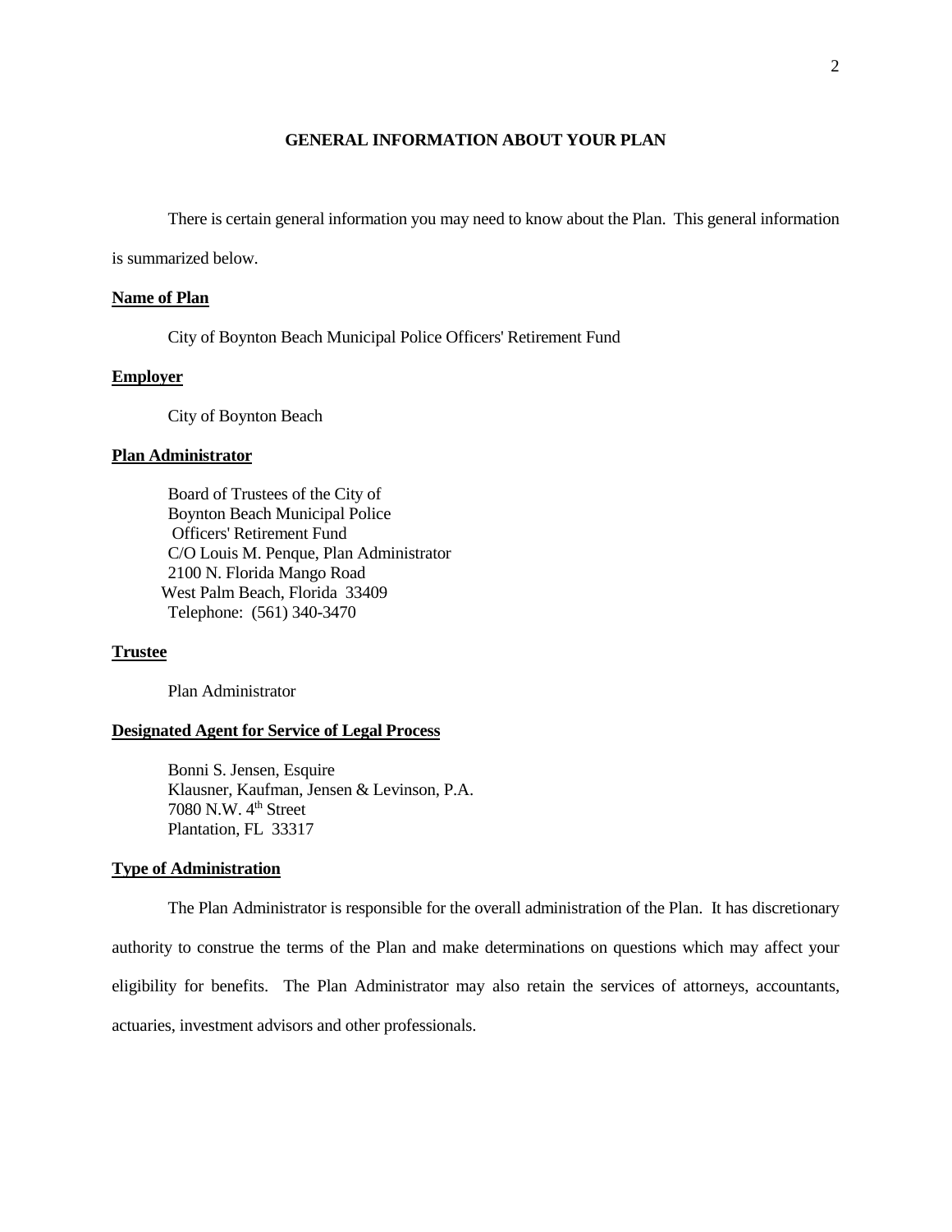## GENERAL INFORMATION ABOUT YOUR PLAN

There is certain general information you may need to know about the Plan. This general information is summarized below.

**Name of Plan**

City of Boynton Beach Municipal Police Officers' Retirement Fund

**Employer**

City of Boynton Beach

**Plan Administrator**

Board of Trustees of the City of
Boynton Beach Municipal Police
Officers' Retirement Fund
C/O Louis M. Penque, Plan Administrator
2100 N. Florida Mango Road
West Palm Beach, Florida 33409
Telephone: (561) 340-3470

**Trustee**

Plan Administrator

**Designated Agent for Service of Legal Process**

Bonni S. Jensen, Esquire
Klausner, Kaufman, Jensen & Levinson, P.A.
7080 N.W. 4th Street
Plantation, FL 33317

**Type of Administration**

The Plan Administrator is responsible for the overall administration of the Plan. It has discretionary authority to construe the terms of the Plan and make determinations on questions which may affect your eligibility for benefits. The Plan Administrator may also retain the services of attorneys, accountants, actuaries, investment advisors and other professionals.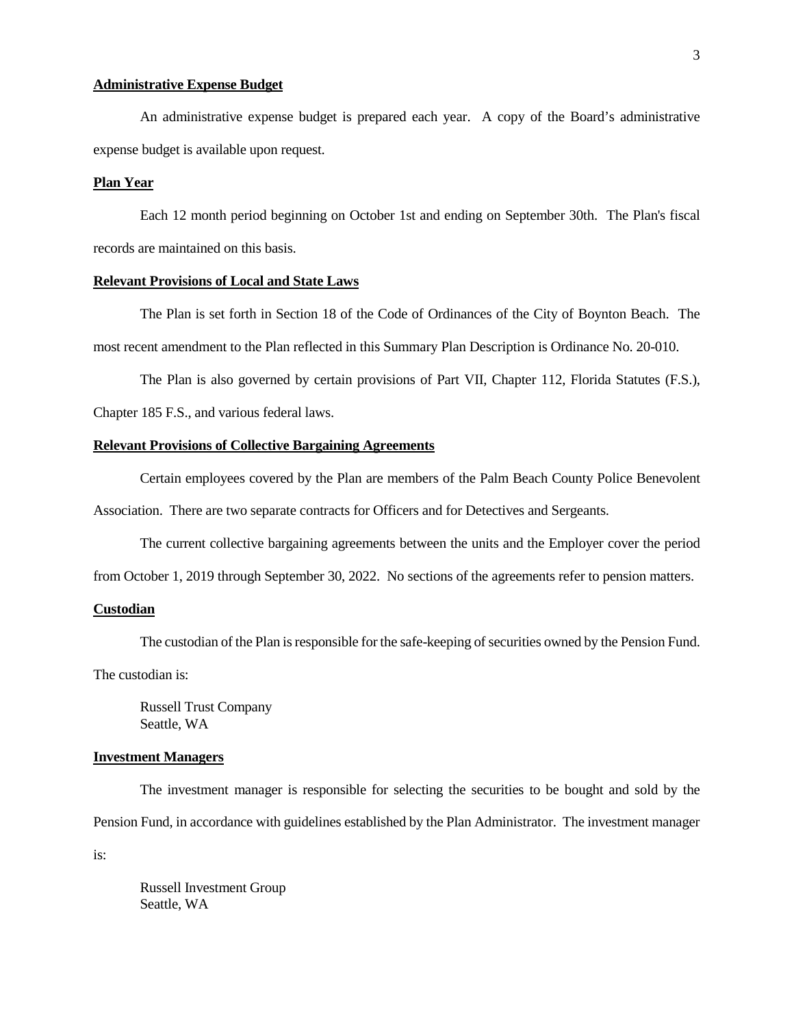**Administrative Expense Budget**

An administrative expense budget is prepared each year. A copy of the Board's administrative expense budget is available upon request.

**Plan Year**

Each 12 month period beginning on October 1st and ending on September 30th. The Plan's fiscal records are maintained on this basis.

**Relevant Provisions of Local and State Laws**

The Plan is set forth in Section 18 of the Code of Ordinances of the City of Boynton Beach. The most recent amendment to the Plan reflected in this Summary Plan Description is Ordinance No. 20-010.

The Plan is also governed by certain provisions of Part VII, Chapter 112, Florida Statutes (F.S.), Chapter 185 F.S., and various federal laws.

**Relevant Provisions of Collective Bargaining Agreements**

Certain employees covered by the Plan are members of the Palm Beach County Police Benevolent Association. There are two separate contracts for Officers and for Detectives and Sergeants.

The current collective bargaining agreements between the units and the Employer cover the period from October 1, 2019 through September 30, 2022. No sections of the agreements refer to pension matters.

**Custodian**

The custodian of the Plan is responsible for the safe-keeping of securities owned by the Pension Fund. The custodian is:

Russell Trust Company
Seattle, WA

**Investment Managers**

The investment manager is responsible for selecting the securities to be bought and sold by the Pension Fund, in accordance with guidelines established by the Plan Administrator. The investment manager is:

Russell Investment Group
Seattle, WA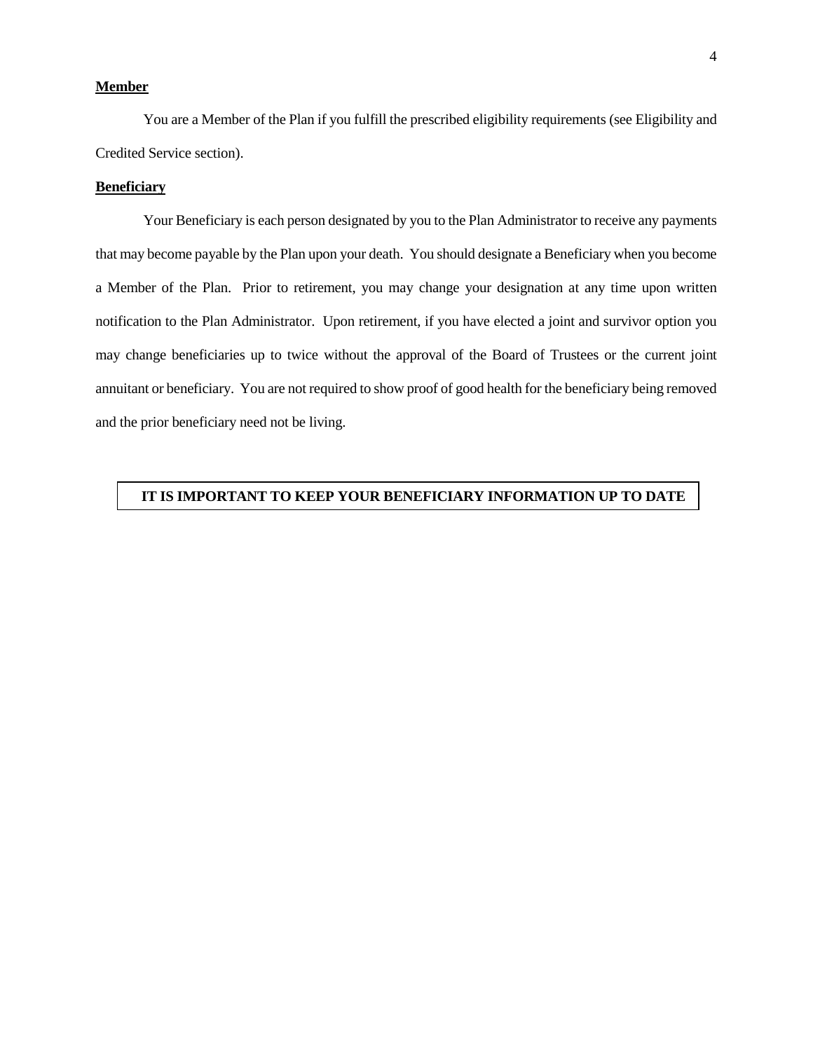**Member**

You are a Member of the Plan if you fulfill the prescribed eligibility requirements (see Eligibility and Credited Service section).

**Beneficiary**

Your Beneficiary is each person designated by you to the Plan Administrator to receive any payments that may become payable by the Plan upon your death. You should designate a Beneficiary when you become a Member of the Plan. Prior to retirement, you may change your designation at any time upon written notification to the Plan Administrator. Upon retirement, if you have elected a joint and survivor option you may change beneficiaries up to twice without the approval of the Board of Trustees or the current joint annuitant or beneficiary. You are not required to show proof of good health for the beneficiary being removed and the prior beneficiary need not be living.

**IT IS IMPORTANT TO KEEP YOUR BENEFICIARY INFORMATION UP TO DATE**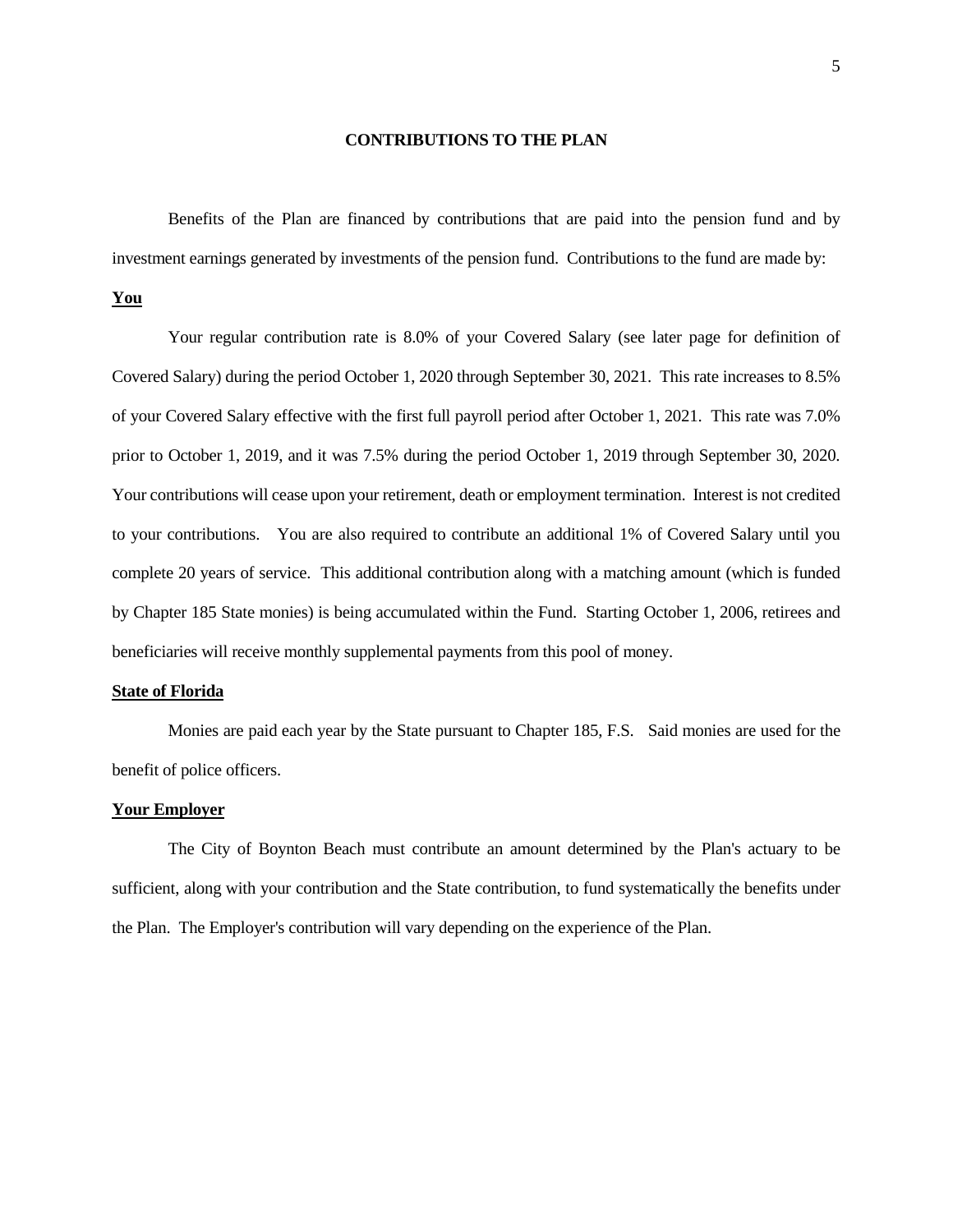# CONTRIBUTIONS TO THE PLAN

Benefits of the Plan are financed by contributions that are paid into the pension fund and by investment earnings generated by investments of the pension fund. Contributions to the fund are made by:

**You**

Your regular contribution rate is 8.0% of your Covered Salary (see later page for definition of Covered Salary) during the period October 1, 2020 through September 30, 2021. This rate increases to 8.5% of your Covered Salary effective with the first full payroll period after October 1, 2021. This rate was 7.0% prior to October 1, 2019, and it was 7.5% during the period October 1, 2019 through September 30, 2020. Your contributions will cease upon your retirement, death or employment termination. Interest is not credited to your contributions. You are also required to contribute an additional 1% of Covered Salary until you complete 20 years of service. This additional contribution along with a matching amount (which is funded by Chapter 185 State monies) is being accumulated within the Fund. Starting October 1, 2006, retirees and beneficiaries will receive monthly supplemental payments from this pool of money.

**State of Florida**

Monies are paid each year by the State pursuant to Chapter 185, F.S. Said monies are used for the benefit of police officers.

**Your Employer**

The City of Boynton Beach must contribute an amount determined by the Plan's actuary to be sufficient, along with your contribution and the State contribution, to fund systematically the benefits under the Plan. The Employer's contribution will vary depending on the experience of the Plan.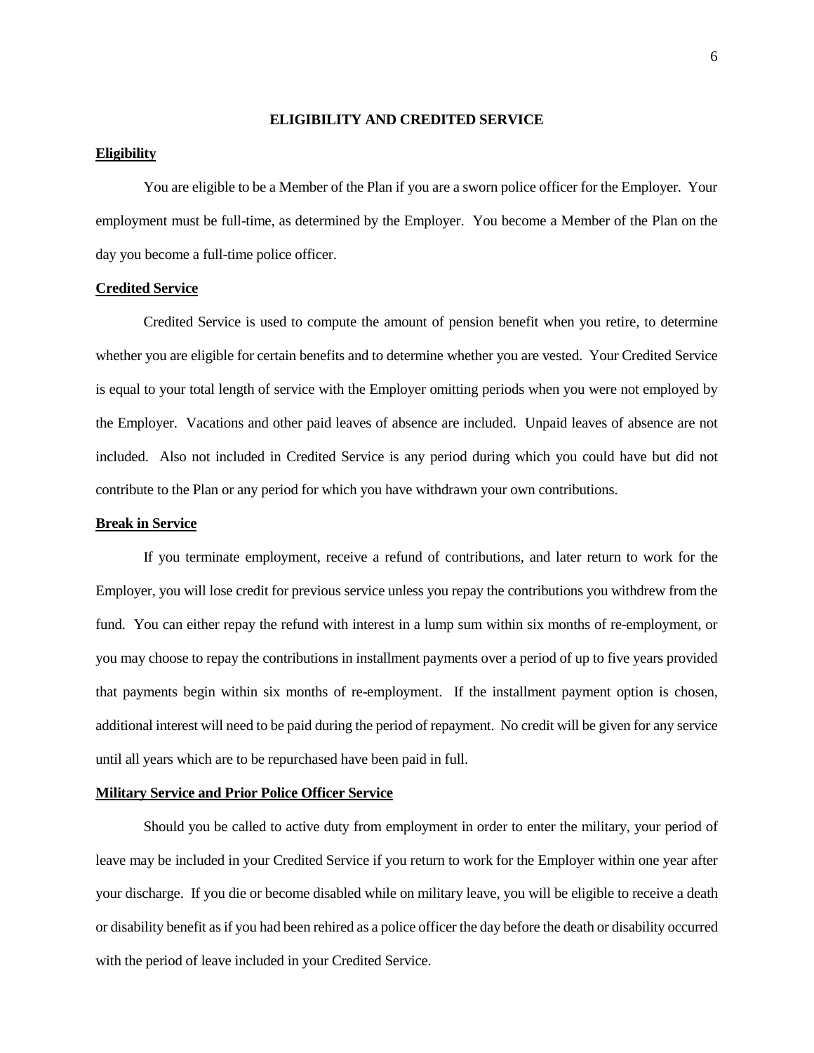## ELIGIBILITY AND CREDITED SERVICE

**Eligibility**

You are eligible to be a Member of the Plan if you are a sworn police officer for the Employer. Your employment must be full-time, as determined by the Employer. You become a Member of the Plan on the day you become a full-time police officer.

**Credited Service**

Credited Service is used to compute the amount of pension benefit when you retire, to determine whether you are eligible for certain benefits and to determine whether you are vested. Your Credited Service is equal to your total length of service with the Employer omitting periods when you were not employed by the Employer. Vacations and other paid leaves of absence are included. Unpaid leaves of absence are not included. Also not included in Credited Service is any period during which you could have but did not contribute to the Plan or any period for which you have withdrawn your own contributions.

**Break in Service**

If you terminate employment, receive a refund of contributions, and later return to work for the Employer, you will lose credit for previous service unless you repay the contributions you withdrew from the fund. You can either repay the refund with interest in a lump sum within six months of re-employment, or you may choose to repay the contributions in installment payments over a period of up to five years provided that payments begin within six months of re-employment. If the installment payment option is chosen, additional interest will need to be paid during the period of repayment. No credit will be given for any service until all years which are to be repurchased have been paid in full.

**Military Service and Prior Police Officer Service**

Should you be called to active duty from employment in order to enter the military, your period of leave may be included in your Credited Service if you return to work for the Employer within one year after your discharge. If you die or become disabled while on military leave, you will be eligible to receive a death or disability benefit as if you had been rehired as a police officer the day before the death or disability occurred with the period of leave included in your Credited Service.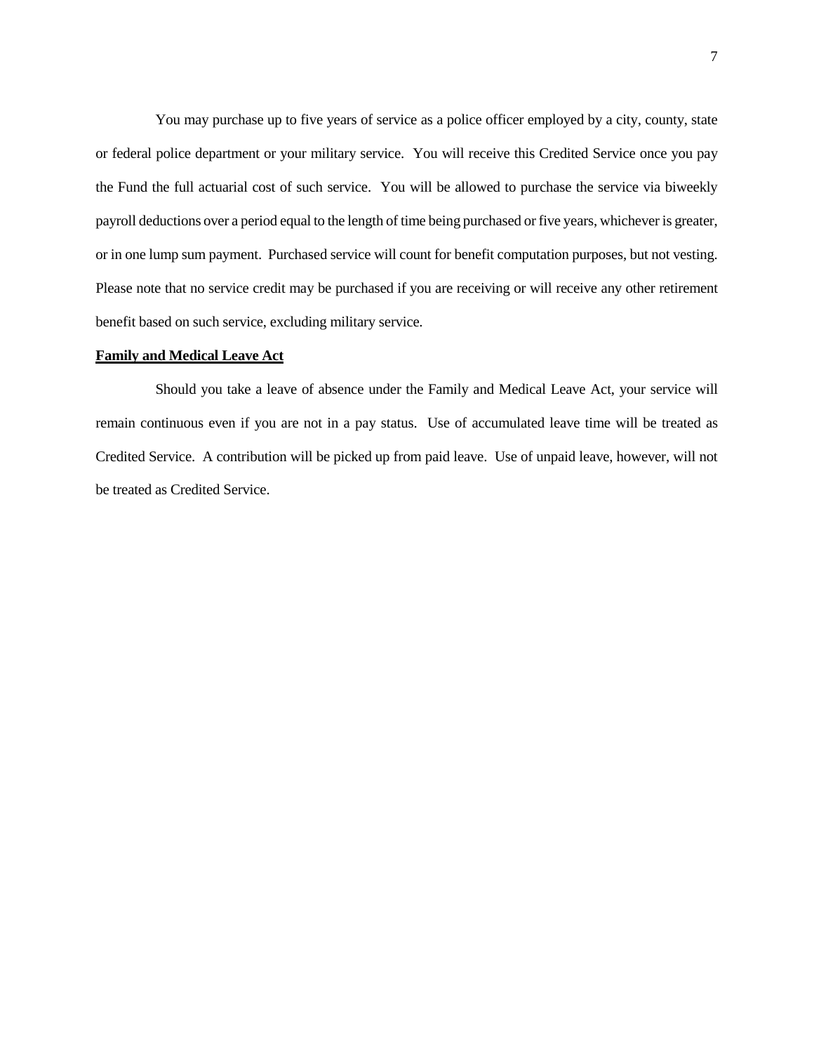You may purchase up to five years of service as a police officer employed by a city, county, state or federal police department or your military service. You will receive this Credited Service once you pay the Fund the full actuarial cost of such service. You will be allowed to purchase the service via biweekly payroll deductions over a period equal to the length of time being purchased or five years, whichever is greater, or in one lump sum payment. Purchased service will count for benefit computation purposes, but not vesting. Please note that no service credit may be purchased if you are receiving or will receive any other retirement benefit based on such service, excluding military service.

**Family and Medical Leave Act**

Should you take a leave of absence under the Family and Medical Leave Act, your service will remain continuous even if you are not in a pay status. Use of accumulated leave time will be treated as Credited Service. A contribution will be picked up from paid leave. Use of unpaid leave, however, will not be treated as Credited Service.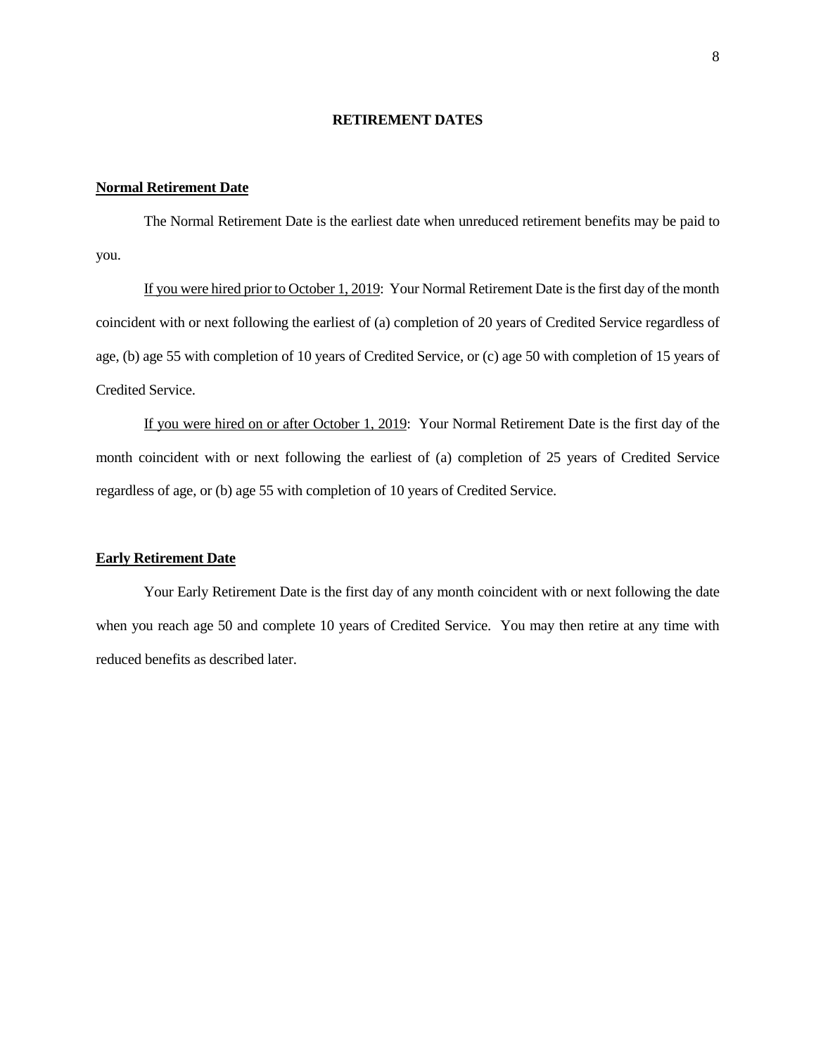## RETIREMENT DATES

### Normal Retirement Date

The Normal Retirement Date is the earliest date when unreduced retirement benefits may be paid to you.

If you were hired prior to October 1, 2019: Your Normal Retirement Date is the first day of the month coincident with or next following the earliest of (a) completion of 20 years of Credited Service regardless of age, (b) age 55 with completion of 10 years of Credited Service, or (c) age 50 with completion of 15 years of Credited Service.

If you were hired on or after October 1, 2019: Your Normal Retirement Date is the first day of the month coincident with or next following the earliest of (a) completion of 25 years of Credited Service regardless of age, or (b) age 55 with completion of 10 years of Credited Service.

### Early Retirement Date

Your Early Retirement Date is the first day of any month coincident with or next following the date when you reach age 50 and complete 10 years of Credited Service. You may then retire at any time with reduced benefits as described later.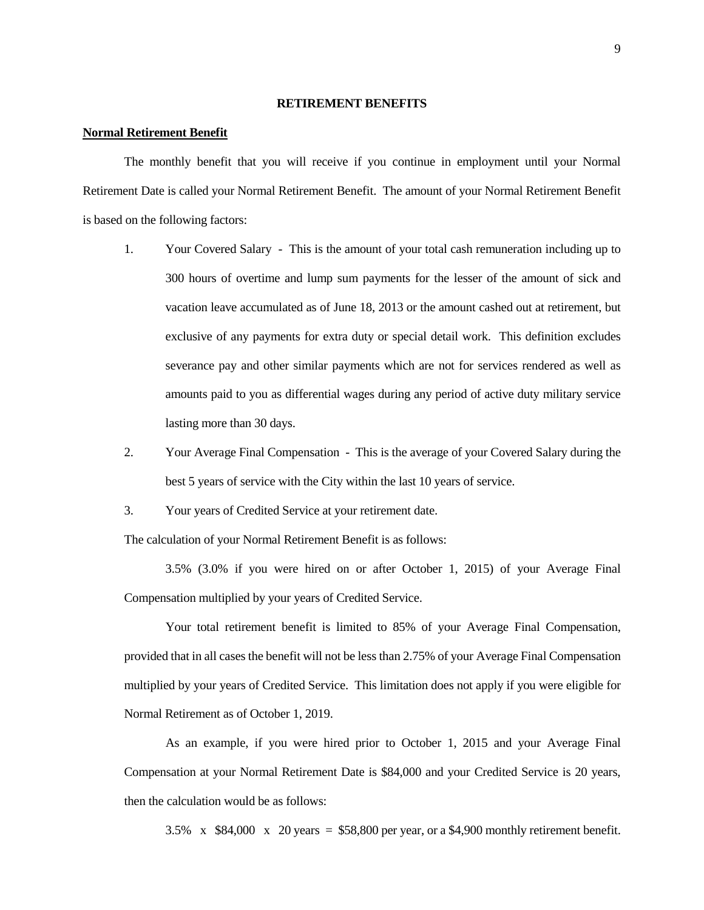# RETIREMENT BENEFITS

**Normal Retirement Benefit**

The monthly benefit that you will receive if you continue in employment until your Normal Retirement Date is called your Normal Retirement Benefit. The amount of your Normal Retirement Benefit is based on the following factors:

1. Your Covered Salary - This is the amount of your total cash remuneration including up to 300 hours of overtime and lump sum payments for the lesser of the amount of sick and vacation leave accumulated as of June 18, 2013 or the amount cashed out at retirement, but exclusive of any payments for extra duty or special detail work. This definition excludes severance pay and other similar payments which are not for services rendered as well as amounts paid to you as differential wages during any period of active duty military service lasting more than 30 days.

2. Your Average Final Compensation - This is the average of your Covered Salary during the best 5 years of service with the City within the last 10 years of service.

3. Your years of Credited Service at your retirement date.

The calculation of your Normal Retirement Benefit is as follows:

3.5% (3.0% if you were hired on or after October 1, 2015) of your Average Final Compensation multiplied by your years of Credited Service.

Your total retirement benefit is limited to 85% of your Average Final Compensation, provided that in all cases the benefit will not be less than 2.75% of your Average Final Compensation multiplied by your years of Credited Service. This limitation does not apply if you were eligible for Normal Retirement as of October 1, 2019.

As an example, if you were hired prior to October 1, 2015 and your Average Final Compensation at your Normal Retirement Date is $84,000 and your Credited Service is 20 years, then the calculation would be as follows:

3.5% x $84,000 x 20 years = $58,800 per year, or a $4,900 monthly retirement benefit.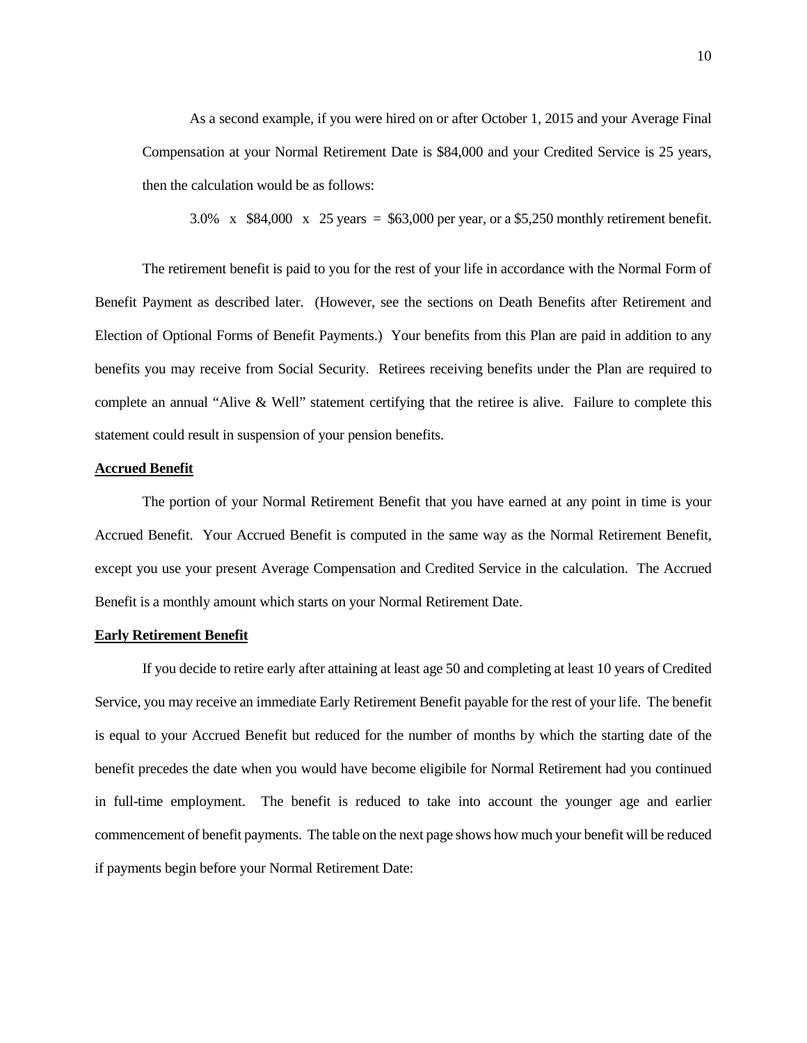As a second example, if you were hired on or after October 1, 2015 and your Average Final Compensation at your Normal Retirement Date is $84,000 and your Credited Service is 25 years, then the calculation would be as follows:

3.0% x $84,000 x 25 years = $63,000 per year, or a $5,250 monthly retirement benefit.

The retirement benefit is paid to you for the rest of your life in accordance with the Normal Form of Benefit Payment as described later. (However, see the sections on Death Benefits after Retirement and Election of Optional Forms of Benefit Payments.) Your benefits from this Plan are paid in addition to any benefits you may receive from Social Security. Retirees receiving benefits under the Plan are required to complete an annual "Alive & Well" statement certifying that the retiree is alive. Failure to complete this statement could result in suspension of your pension benefits.

**Accrued Benefit**

The portion of your Normal Retirement Benefit that you have earned at any point in time is your Accrued Benefit. Your Accrued Benefit is computed in the same way as the Normal Retirement Benefit, except you use your present Average Compensation and Credited Service in the calculation. The Accrued Benefit is a monthly amount which starts on your Normal Retirement Date.

**Early Retirement Benefit**

If you decide to retire early after attaining at least age 50 and completing at least 10 years of Credited Service, you may receive an immediate Early Retirement Benefit payable for the rest of your life. The benefit is equal to your Accrued Benefit but reduced for the number of months by which the starting date of the benefit precedes the date when you would have become eligibile for Normal Retirement had you continued in full-time employment. The benefit is reduced to take into account the younger age and earlier commencement of benefit payments. The table on the next page shows how much your benefit will be reduced if payments begin before your Normal Retirement Date: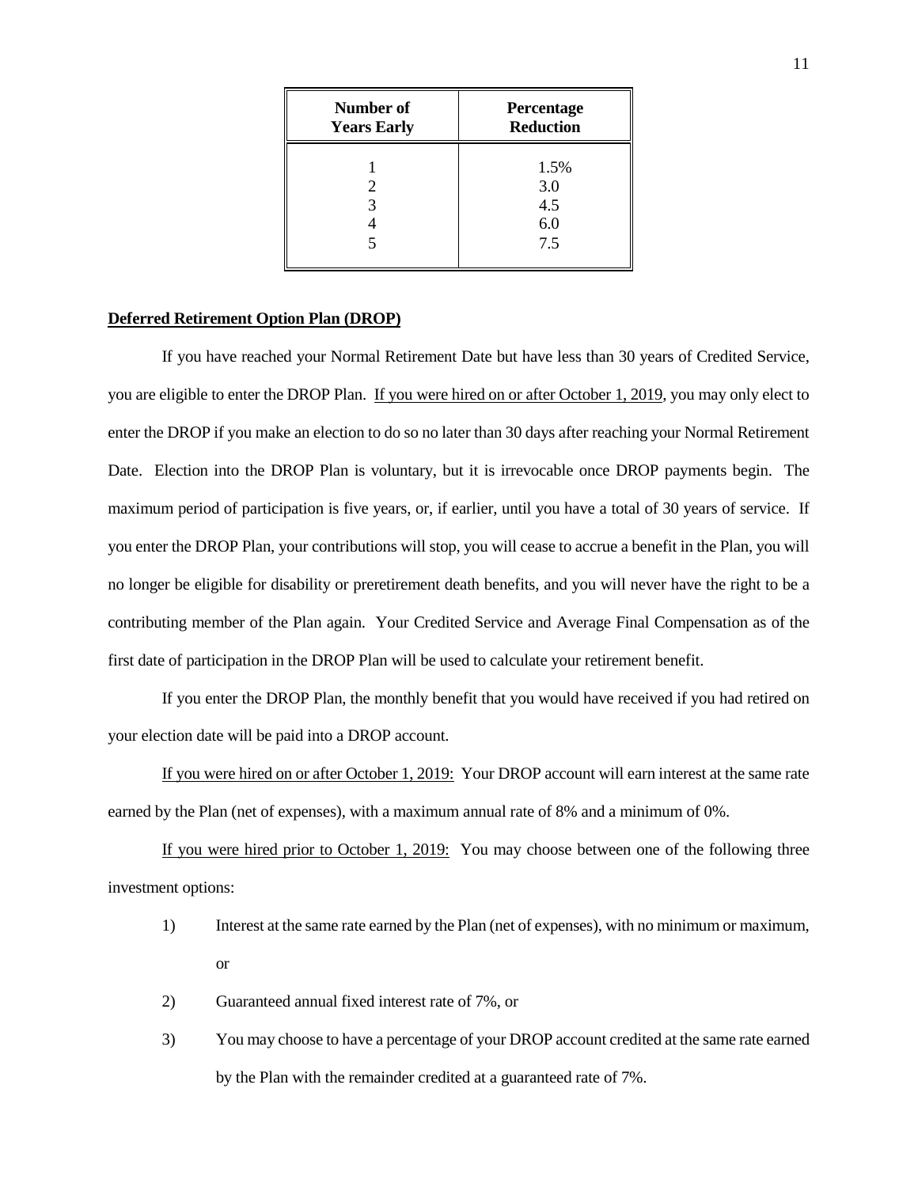| Number of Years Early | Percentage Reduction |
|---|---|
| 1 | 1.5% |
| 2 | 3.0 |
| 3 | 4.5 |
| 4 | 6.0 |
| 5 | 7.5 |

**Deferred Retirement Option Plan (DROP)**

If you have reached your Normal Retirement Date but have less than 30 years of Credited Service, you are eligible to enter the DROP Plan. If you were hired on or after October 1, 2019, you may only elect to enter the DROP if you make an election to do so no later than 30 days after reaching your Normal Retirement Date. Election into the DROP Plan is voluntary, but it is irrevocable once DROP payments begin. The maximum period of participation is five years, or, if earlier, until you have a total of 30 years of service. If you enter the DROP Plan, your contributions will stop, you will cease to accrue a benefit in the Plan, you will no longer be eligible for disability or preretirement death benefits, and you will never have the right to be a contributing member of the Plan again. Your Credited Service and Average Final Compensation as of the first date of participation in the DROP Plan will be used to calculate your retirement benefit.

If you enter the DROP Plan, the monthly benefit that you would have received if you had retired on your election date will be paid into a DROP account.

If you were hired on or after October 1, 2019: Your DROP account will earn interest at the same rate earned by the Plan (net of expenses), with a maximum annual rate of 8% and a minimum of 0%.

If you were hired prior to October 1, 2019: You may choose between one of the following three investment options:

1) Interest at the same rate earned by the Plan (net of expenses), with no minimum or maximum, or
2) Guaranteed annual fixed interest rate of 7%, or
3) You may choose to have a percentage of your DROP account credited at the same rate earned by the Plan with the remainder credited at a guaranteed rate of 7%.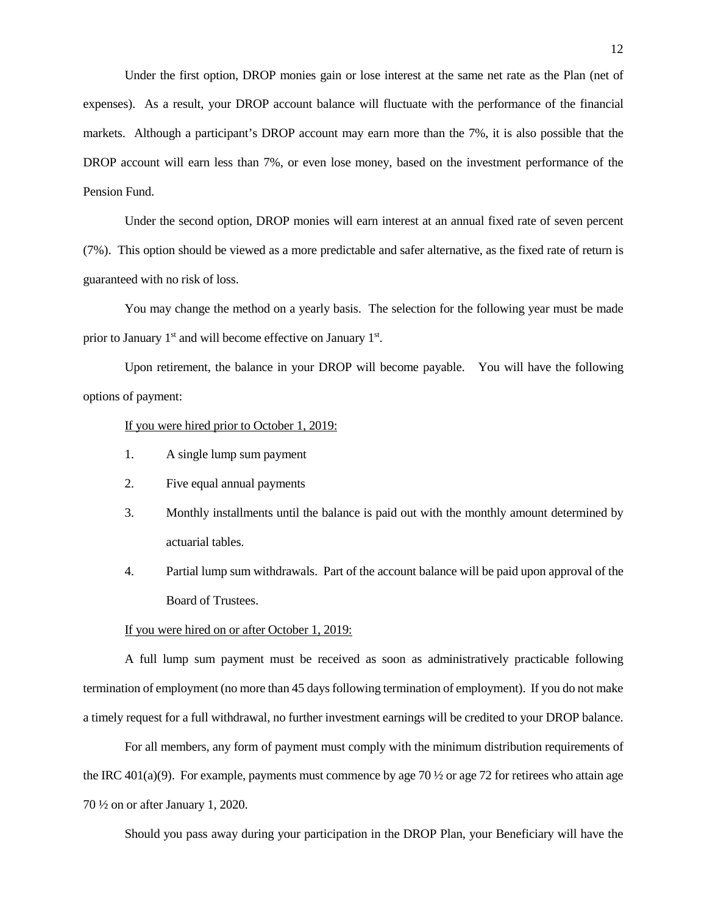Under the first option, DROP monies gain or lose interest at the same net rate as the Plan (net of expenses). As a result, your DROP account balance will fluctuate with the performance of the financial markets. Although a participant's DROP account may earn more than the 7%, it is also possible that the DROP account will earn less than 7%, or even lose money, based on the investment performance of the Pension Fund.

Under the second option, DROP monies will earn interest at an annual fixed rate of seven percent (7%). This option should be viewed as a more predictable and safer alternative, as the fixed rate of return is guaranteed with no risk of loss.

You may change the method on a yearly basis. The selection for the following year must be made prior to January 1st and will become effective on January 1st.

Upon retirement, the balance in your DROP will become payable. You will have the following options of payment:

<u>If you were hired prior to October 1, 2019:</u>

1. A single lump sum payment
2. Five equal annual payments
3. Monthly installments until the balance is paid out with the monthly amount determined by actuarial tables.
4. Partial lump sum withdrawals. Part of the account balance will be paid upon approval of the Board of Trustees.

<u>If you were hired on or after October 1, 2019:</u>

A full lump sum payment must be received as soon as administratively practicable following termination of employment (no more than 45 days following termination of employment). If you do not make a timely request for a full withdrawal, no further investment earnings will be credited to your DROP balance.

For all members, any form of payment must comply with the minimum distribution requirements of the IRC 401(a)(9). For example, payments must commence by age 70 ½ or age 72 for retirees who attain age 70 ½ on or after January 1, 2020.

Should you pass away during your participation in the DROP Plan, your Beneficiary will have the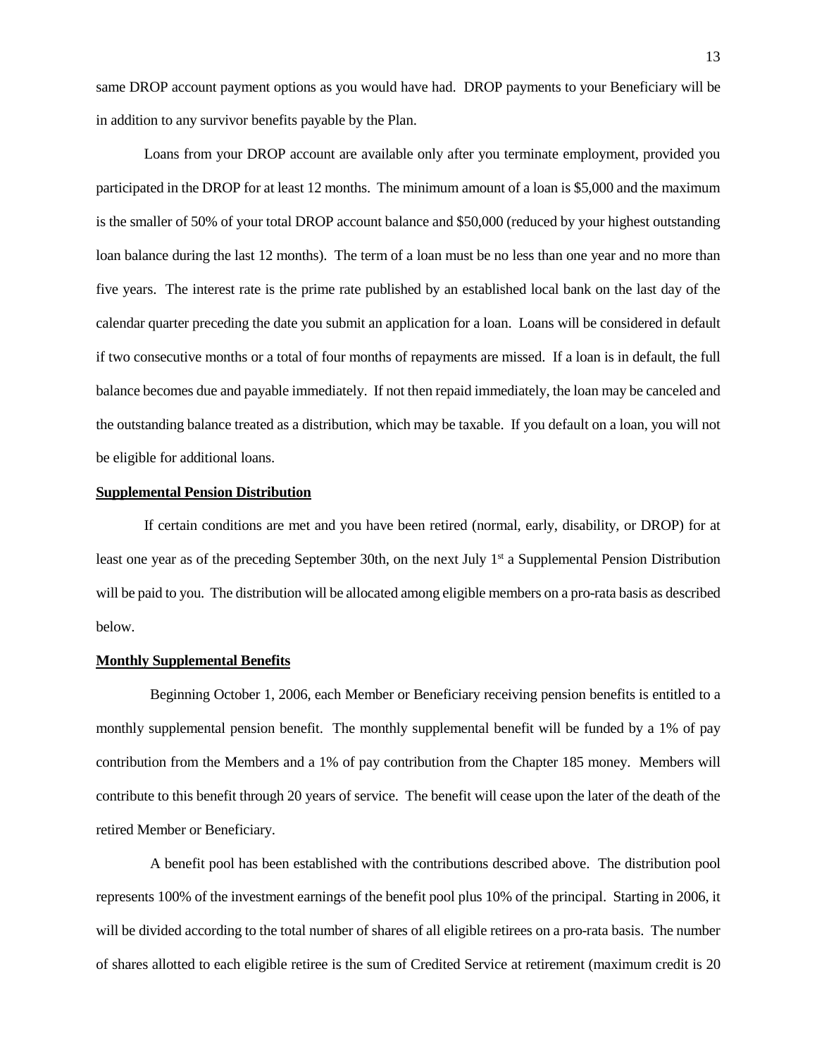same DROP account payment options as you would have had. DROP payments to your Beneficiary will be in addition to any survivor benefits payable by the Plan.

Loans from your DROP account are available only after you terminate employment, provided you participated in the DROP for at least 12 months. The minimum amount of a loan is $5,000 and the maximum is the smaller of 50% of your total DROP account balance and $50,000 (reduced by your highest outstanding loan balance during the last 12 months). The term of a loan must be no less than one year and no more than five years. The interest rate is the prime rate published by an established local bank on the last day of the calendar quarter preceding the date you submit an application for a loan. Loans will be considered in default if two consecutive months or a total of four months of repayments are missed. If a loan is in default, the full balance becomes due and payable immediately. If not then repaid immediately, the loan may be canceled and the outstanding balance treated as a distribution, which may be taxable. If you default on a loan, you will not be eligible for additional loans.

**Supplemental Pension Distribution**

If certain conditions are met and you have been retired (normal, early, disability, or DROP) for at least one year as of the preceding September 30th, on the next July 1st a Supplemental Pension Distribution will be paid to you. The distribution will be allocated among eligible members on a pro-rata basis as described below.

**Monthly Supplemental Benefits**

Beginning October 1, 2006, each Member or Beneficiary receiving pension benefits is entitled to a monthly supplemental pension benefit. The monthly supplemental benefit will be funded by a 1% of pay contribution from the Members and a 1% of pay contribution from the Chapter 185 money. Members will contribute to this benefit through 20 years of service. The benefit will cease upon the later of the death of the retired Member or Beneficiary.

A benefit pool has been established with the contributions described above. The distribution pool represents 100% of the investment earnings of the benefit pool plus 10% of the principal. Starting in 2006, it will be divided according to the total number of shares of all eligible retirees on a pro-rata basis. The number of shares allotted to each eligible retiree is the sum of Credited Service at retirement (maximum credit is 20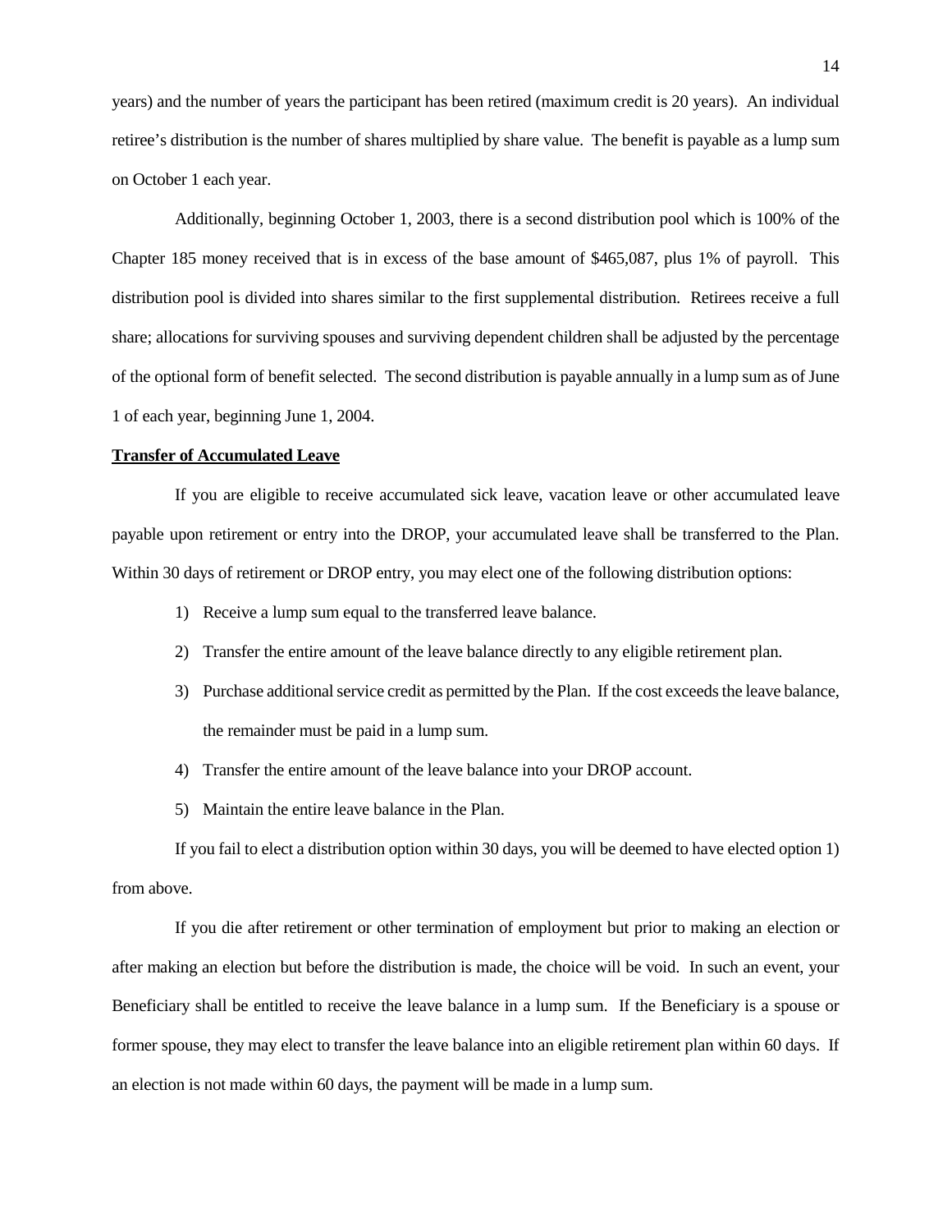years) and the number of years the participant has been retired (maximum credit is 20 years). An individual retiree's distribution is the number of shares multiplied by share value. The benefit is payable as a lump sum on October 1 each year.

Additionally, beginning October 1, 2003, there is a second distribution pool which is 100% of the Chapter 185 money received that is in excess of the base amount of $465,087, plus 1% of payroll. This distribution pool is divided into shares similar to the first supplemental distribution. Retirees receive a full share; allocations for surviving spouses and surviving dependent children shall be adjusted by the percentage of the optional form of benefit selected. The second distribution is payable annually in a lump sum as of June 1 of each year, beginning June 1, 2004.

**Transfer of Accumulated Leave**

If you are eligible to receive accumulated sick leave, vacation leave or other accumulated leave payable upon retirement or entry into the DROP, your accumulated leave shall be transferred to the Plan. Within 30 days of retirement or DROP entry, you may elect one of the following distribution options:

1) Receive a lump sum equal to the transferred leave balance.
2) Transfer the entire amount of the leave balance directly to any eligible retirement plan.
3) Purchase additional service credit as permitted by the Plan. If the cost exceeds the leave balance, the remainder must be paid in a lump sum.
4) Transfer the entire amount of the leave balance into your DROP account.
5) Maintain the entire leave balance in the Plan.

If you fail to elect a distribution option within 30 days, you will be deemed to have elected option 1) from above.

If you die after retirement or other termination of employment but prior to making an election or after making an election but before the distribution is made, the choice will be void. In such an event, your Beneficiary shall be entitled to receive the leave balance in a lump sum. If the Beneficiary is a spouse or former spouse, they may elect to transfer the leave balance into an eligible retirement plan within 60 days. If an election is not made within 60 days, the payment will be made in a lump sum.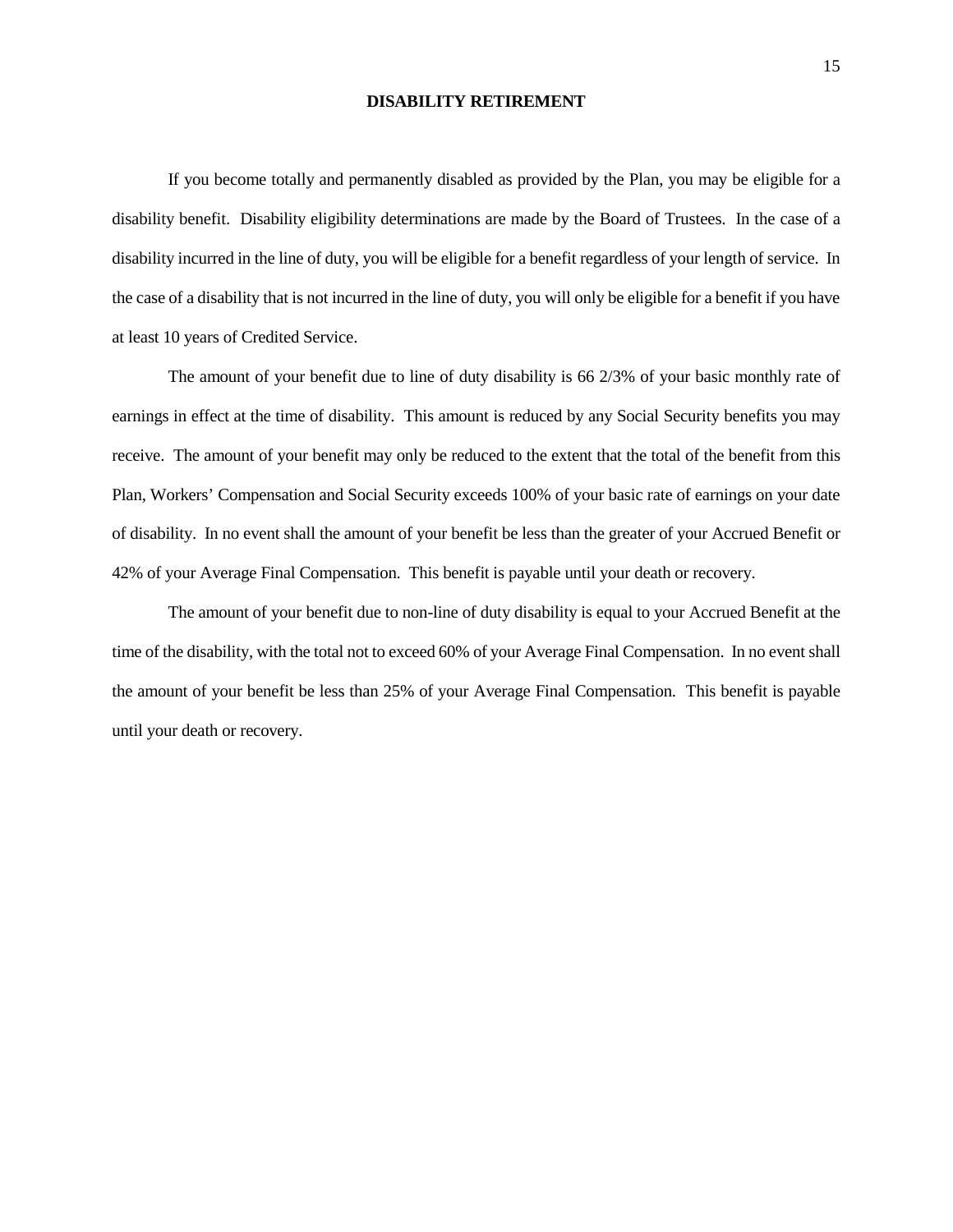## DISABILITY RETIREMENT

If you become totally and permanently disabled as provided by the Plan, you may be eligible for a disability benefit. Disability eligibility determinations are made by the Board of Trustees. In the case of a disability incurred in the line of duty, you will be eligible for a benefit regardless of your length of service. In the case of a disability that is not incurred in the line of duty, you will only be eligible for a benefit if you have at least 10 years of Credited Service.

The amount of your benefit due to line of duty disability is 66 2/3% of your basic monthly rate of earnings in effect at the time of disability. This amount is reduced by any Social Security benefits you may receive. The amount of your benefit may only be reduced to the extent that the total of the benefit from this Plan, Workers' Compensation and Social Security exceeds 100% of your basic rate of earnings on your date of disability. In no event shall the amount of your benefit be less than the greater of your Accrued Benefit or 42% of your Average Final Compensation. This benefit is payable until your death or recovery.

The amount of your benefit due to non-line of duty disability is equal to your Accrued Benefit at the time of the disability, with the total not to exceed 60% of your Average Final Compensation. In no event shall the amount of your benefit be less than 25% of your Average Final Compensation. This benefit is payable until your death or recovery.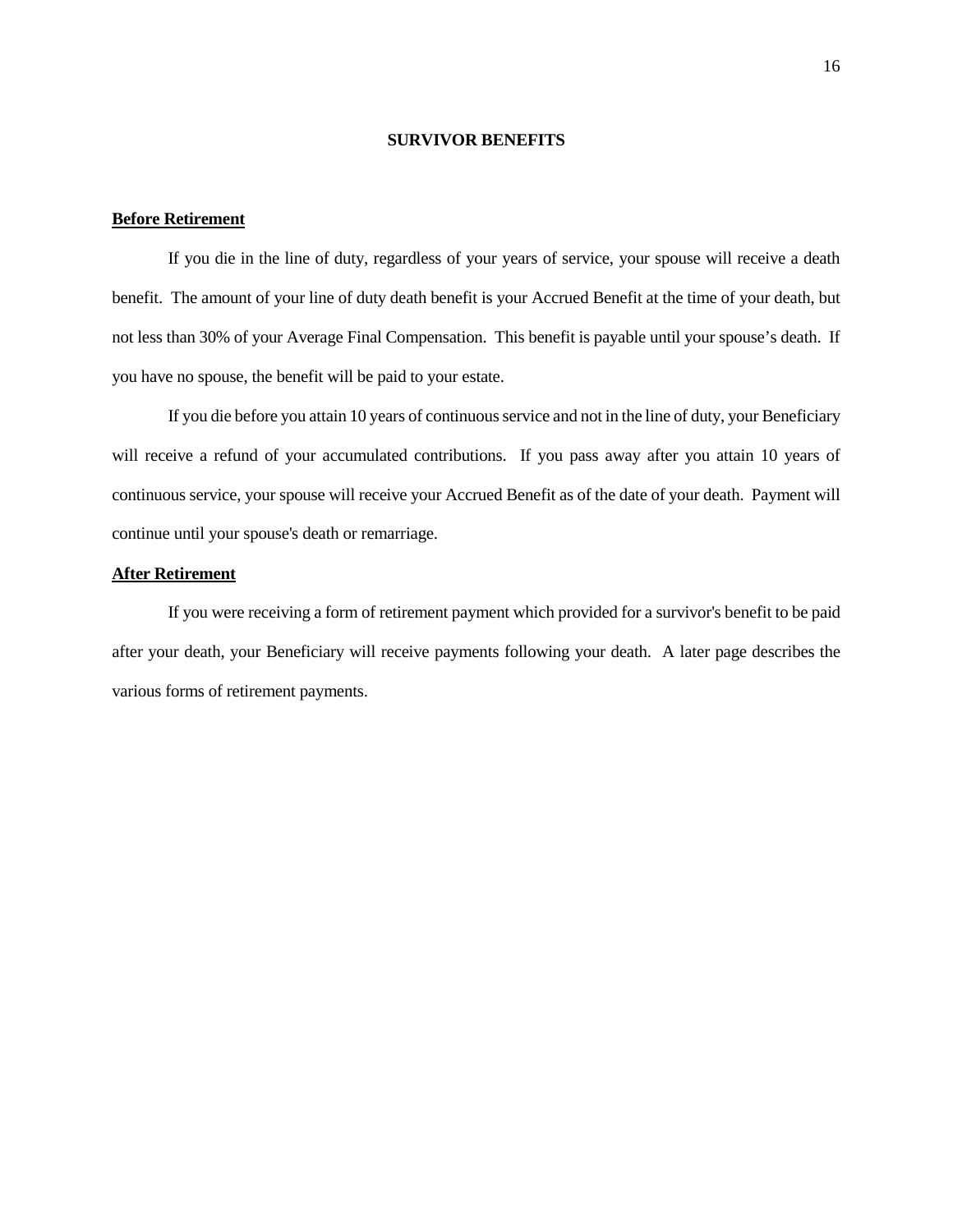# SURVIVOR BENEFITS

**Before Retirement**

If you die in the line of duty, regardless of your years of service, your spouse will receive a death benefit. The amount of your line of duty death benefit is your Accrued Benefit at the time of your death, but not less than 30% of your Average Final Compensation. This benefit is payable until your spouse’s death. If you have no spouse, the benefit will be paid to your estate.

If you die before you attain 10 years of continuous service and not in the line of duty, your Beneficiary will receive a refund of your accumulated contributions. If you pass away after you attain 10 years of continuous service, your spouse will receive your Accrued Benefit as of the date of your death. Payment will continue until your spouse's death or remarriage.

**After Retirement**

If you were receiving a form of retirement payment which provided for a survivor's benefit to be paid after your death, your Beneficiary will receive payments following your death. A later page describes the various forms of retirement payments.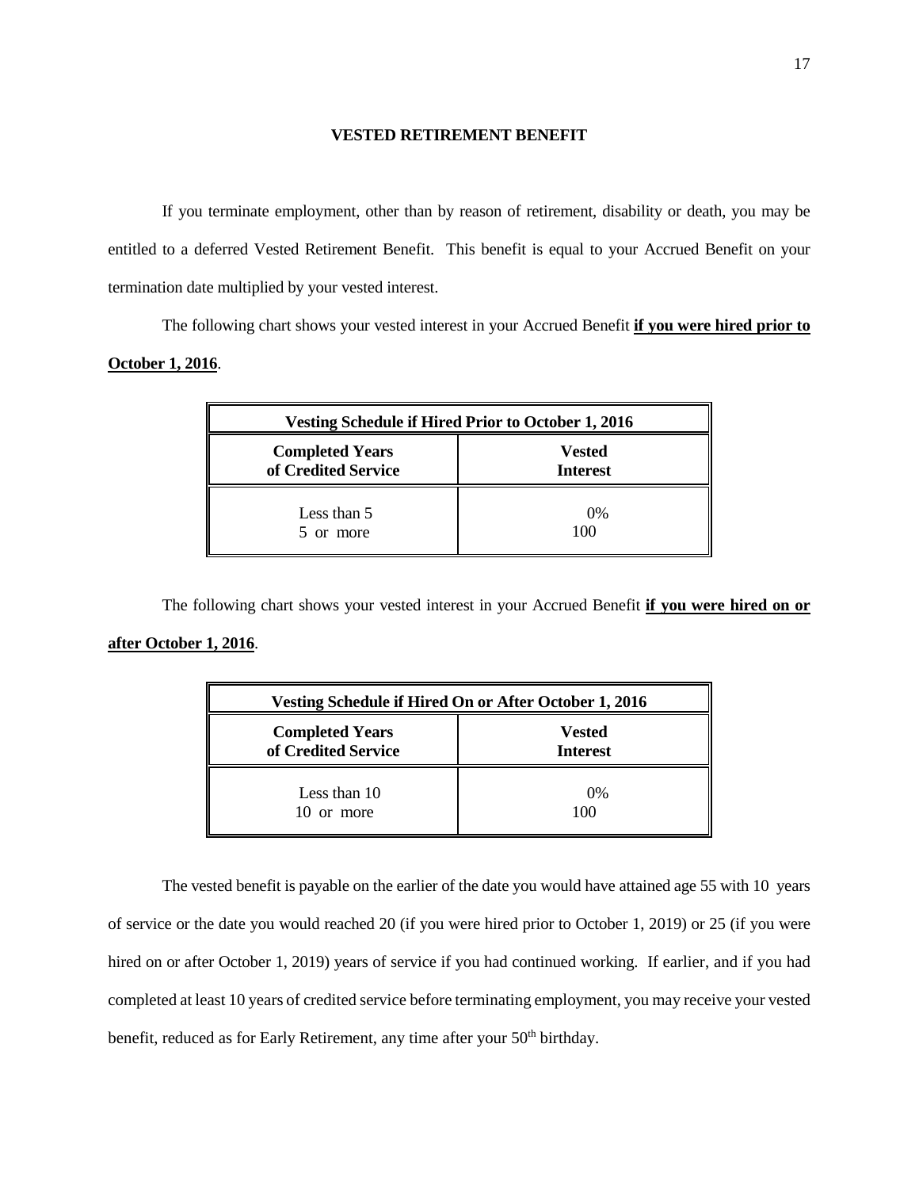## VESTED RETIREMENT BENEFIT

If you terminate employment, other than by reason of retirement, disability or death, you may be entitled to a deferred Vested Retirement Benefit. This benefit is equal to your Accrued Benefit on your termination date multiplied by your vested interest.

The following chart shows your vested interest in your Accrued Benefit **if you were hired prior to October 1, 2016**.

| Vesting Schedule if Hired Prior to October 1, 2016 | |
|---|---|
| **Completed Years of Credited Service** | **Vested Interest** |
| Less than 5 | 0% |
| 5 or more | 100 |

The following chart shows your vested interest in your Accrued Benefit **if you were hired on or after October 1, 2016**.

| Vesting Schedule if Hired On or After October 1, 2016 | |
|---|---|
| **Completed Years of Credited Service** | **Vested Interest** |
| Less than 10 | 0% |
| 10 or more | 100 |

The vested benefit is payable on the earlier of the date you would have attained age 55 with 10 years of service or the date you would reached 20 (if you were hired prior to October 1, 2019) or 25 (if you were hired on or after October 1, 2019) years of service if you had continued working. If earlier, and if you had completed at least 10 years of credited service before terminating employment, you may receive your vested benefit, reduced as for Early Retirement, any time after your 50th birthday.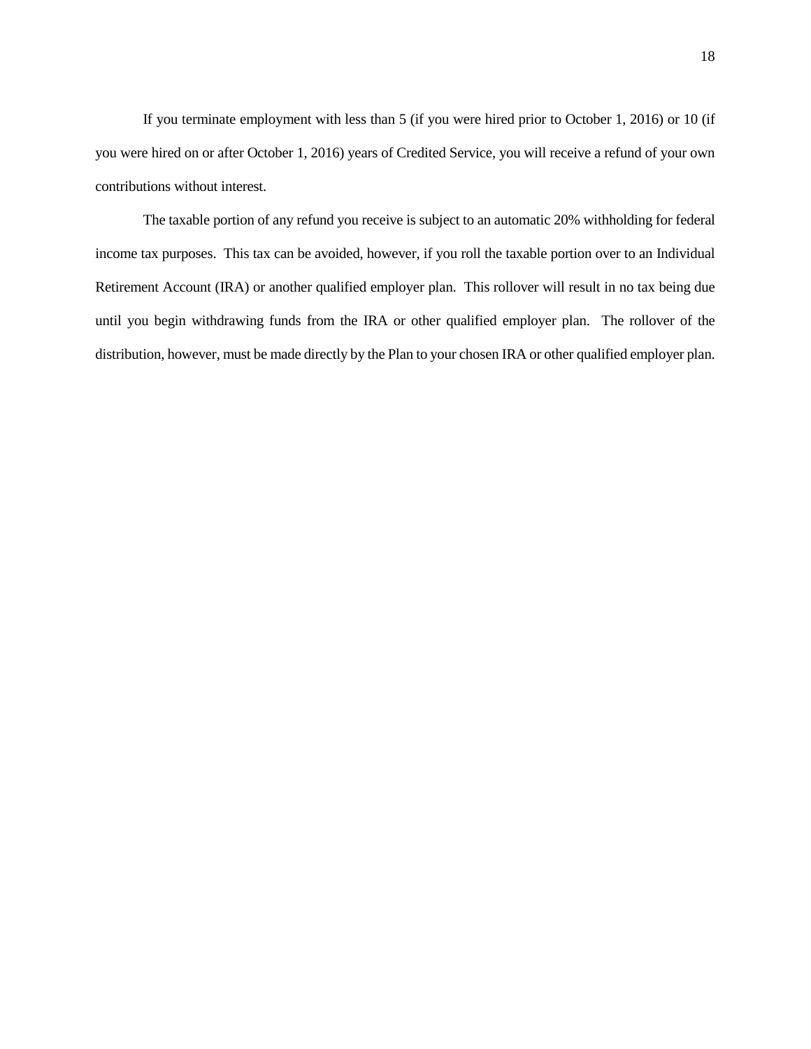If you terminate employment with less than 5 (if you were hired prior to October 1, 2016) or 10 (if you were hired on or after October 1, 2016) years of Credited Service, you will receive a refund of your own contributions without interest.

The taxable portion of any refund you receive is subject to an automatic 20% withholding for federal income tax purposes. This tax can be avoided, however, if you roll the taxable portion over to an Individual Retirement Account (IRA) or another qualified employer plan. This rollover will result in no tax being due until you begin withdrawing funds from the IRA or other qualified employer plan. The rollover of the distribution, however, must be made directly by the Plan to your chosen IRA or other qualified employer plan.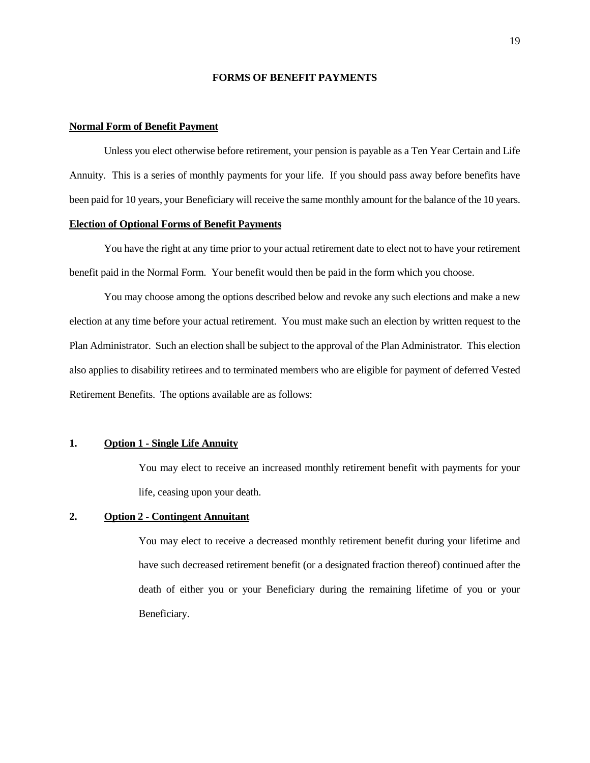## FORMS OF BENEFIT PAYMENTS

### Normal Form of Benefit Payment

Unless you elect otherwise before retirement, your pension is payable as a Ten Year Certain and Life Annuity. This is a series of monthly payments for your life. If you should pass away before benefits have been paid for 10 years, your Beneficiary will receive the same monthly amount for the balance of the 10 years.

### Election of Optional Forms of Benefit Payments

You have the right at any time prior to your actual retirement date to elect not to have your retirement benefit paid in the Normal Form. Your benefit would then be paid in the form which you choose.

You may choose among the options described below and revoke any such elections and make a new election at any time before your actual retirement. You must make such an election by written request to the Plan Administrator. Such an election shall be subject to the approval of the Plan Administrator. This election also applies to disability retirees and to terminated members who are eligible for payment of deferred Vested Retirement Benefits. The options available are as follows:

1. **Option 1 - Single Life Annuity**

   You may elect to receive an increased monthly retirement benefit with payments for your life, ceasing upon your death.

2. **Option 2 - Contingent Annuitant**

   You may elect to receive a decreased monthly retirement benefit during your lifetime and have such decreased retirement benefit (or a designated fraction thereof) continued after the death of either you or your Beneficiary during the remaining lifetime of you or your Beneficiary.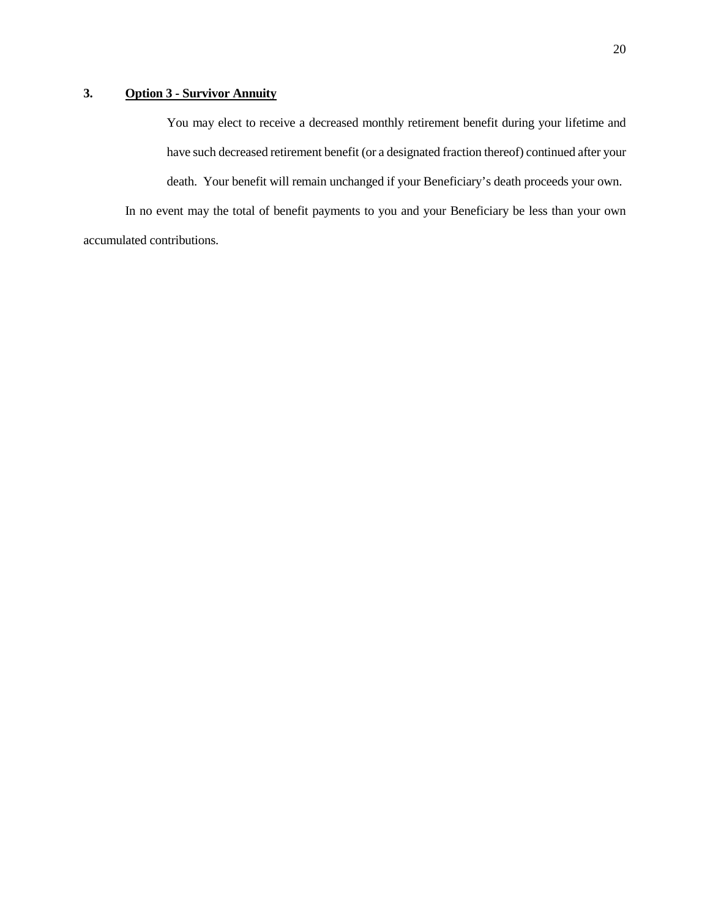### 3. <u>Option 3 - Survivor Annuity</u>

You may elect to receive a decreased monthly retirement benefit during your lifetime and have such decreased retirement benefit (or a designated fraction thereof) continued after your death. Your benefit will remain unchanged if your Beneficiary's death proceeds your own.

In no event may the total of benefit payments to you and your Beneficiary be less than your own accumulated contributions.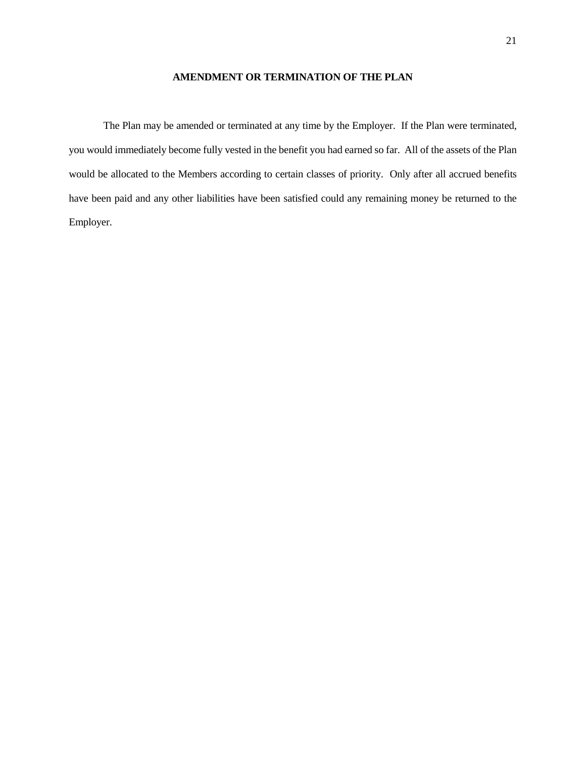## AMENDMENT OR TERMINATION OF THE PLAN

The Plan may be amended or terminated at any time by the Employer. If the Plan were terminated, you would immediately become fully vested in the benefit you had earned so far. All of the assets of the Plan would be allocated to the Members according to certain classes of priority. Only after all accrued benefits have been paid and any other liabilities have been satisfied could any remaining money be returned to the Employer.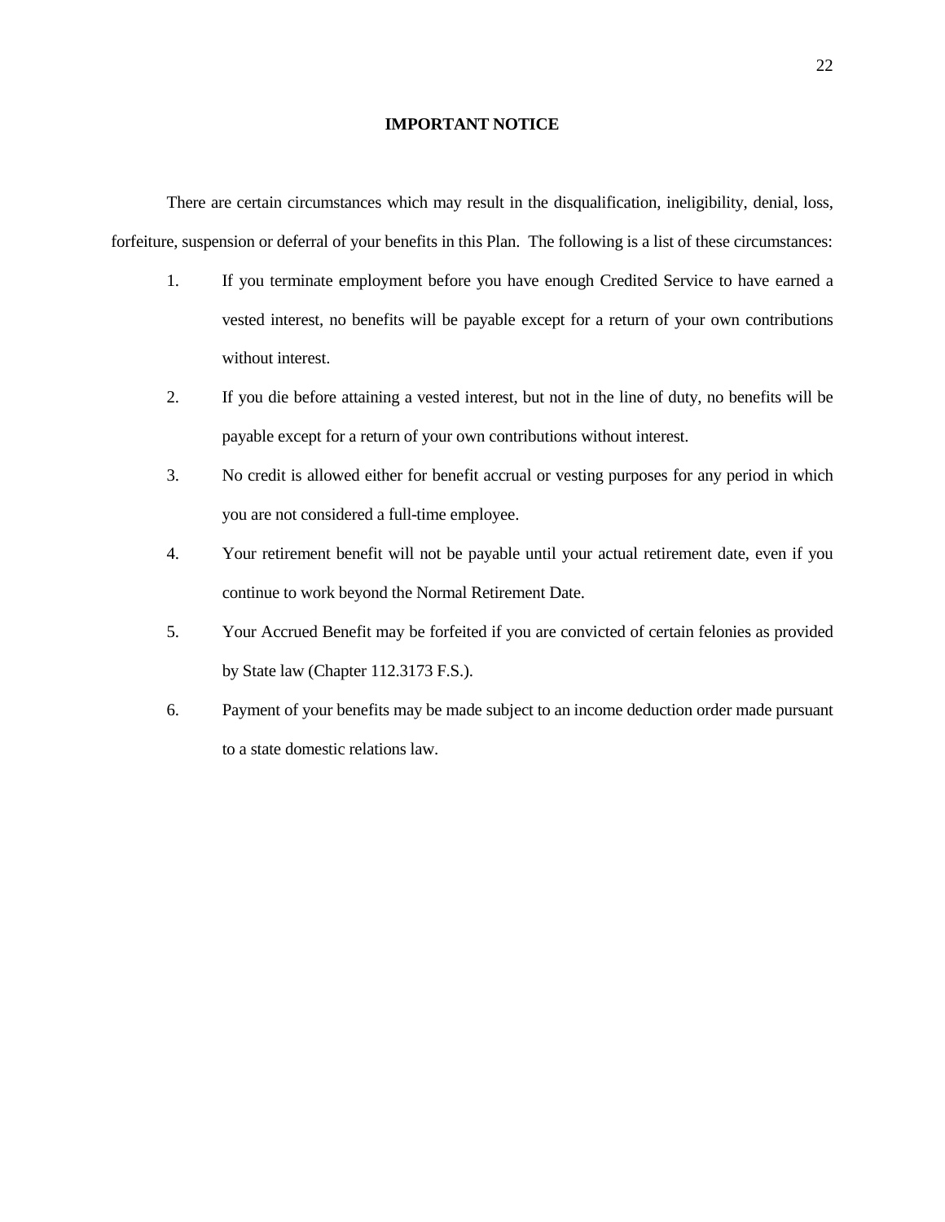## IMPORTANT NOTICE

There are certain circumstances which may result in the disqualification, ineligibility, denial, loss, forfeiture, suspension or deferral of your benefits in this Plan. The following is a list of these circumstances:

1. If you terminate employment before you have enough Credited Service to have earned a vested interest, no benefits will be payable except for a return of your own contributions without interest.
2. If you die before attaining a vested interest, but not in the line of duty, no benefits will be payable except for a return of your own contributions without interest.
3. No credit is allowed either for benefit accrual or vesting purposes for any period in which you are not considered a full-time employee.
4. Your retirement benefit will not be payable until your actual retirement date, even if you continue to work beyond the Normal Retirement Date.
5. Your Accrued Benefit may be forfeited if you are convicted of certain felonies as provided by State law (Chapter 112.3173 F.S.).
6. Payment of your benefits may be made subject to an income deduction order made pursuant to a state domestic relations law.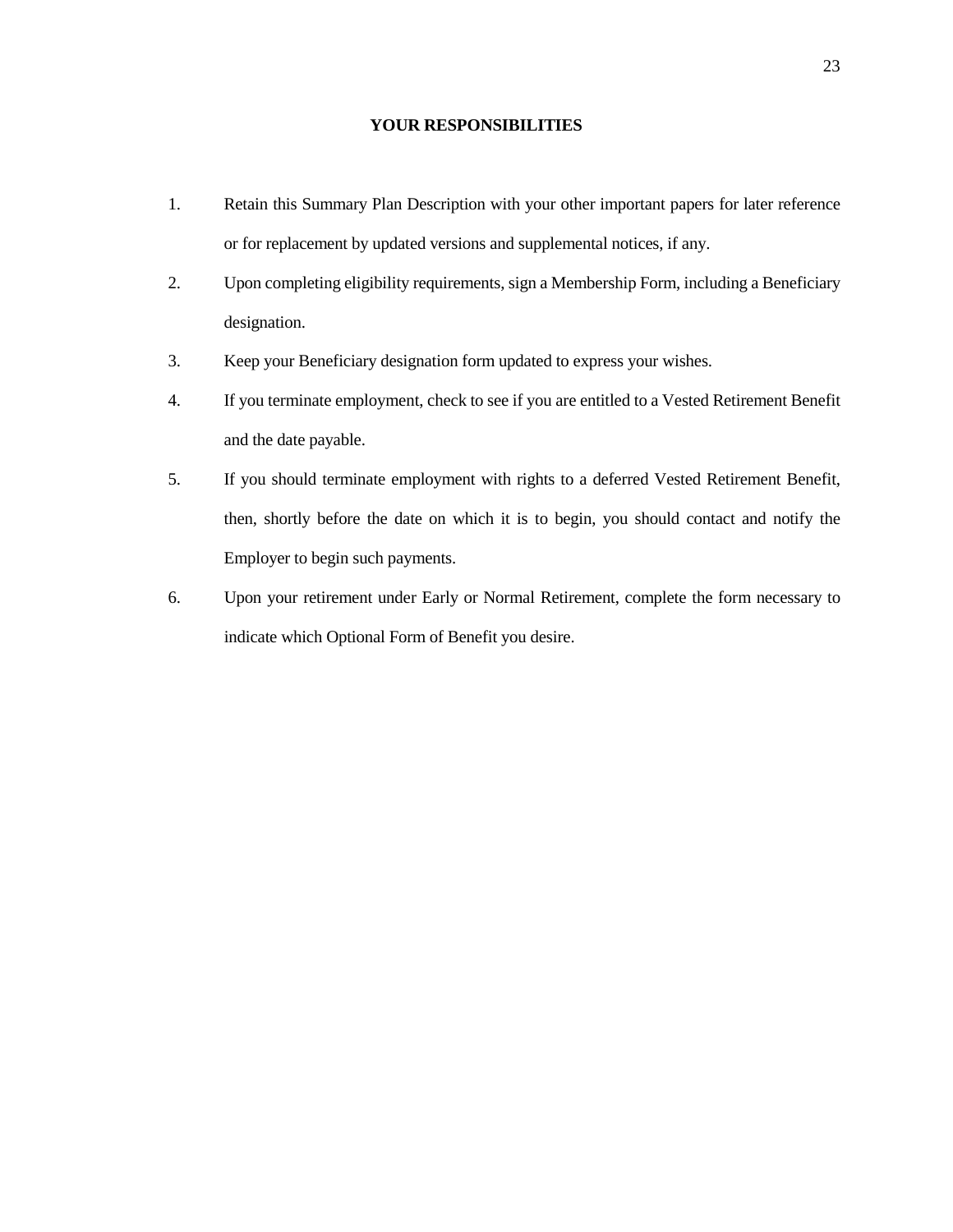## YOUR RESPONSIBILITIES

1. Retain this Summary Plan Description with your other important papers for later reference or for replacement by updated versions and supplemental notices, if any.
2. Upon completing eligibility requirements, sign a Membership Form, including a Beneficiary designation.
3. Keep your Beneficiary designation form updated to express your wishes.
4. If you terminate employment, check to see if you are entitled to a Vested Retirement Benefit and the date payable.
5. If you should terminate employment with rights to a deferred Vested Retirement Benefit, then, shortly before the date on which it is to begin, you should contact and notify the Employer to begin such payments.
6. Upon your retirement under Early or Normal Retirement, complete the form necessary to indicate which Optional Form of Benefit you desire.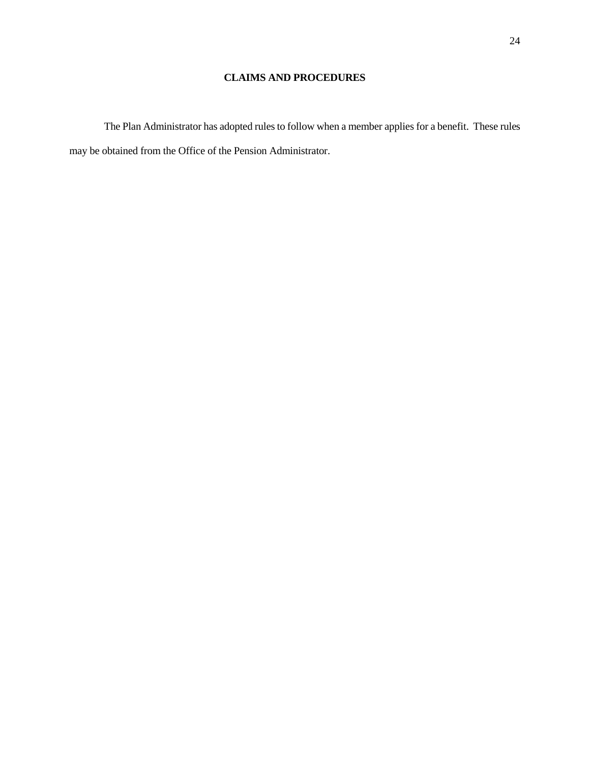## CLAIMS AND PROCEDURES

The Plan Administrator has adopted rules to follow when a member applies for a benefit. These rules may be obtained from the Office of the Pension Administrator.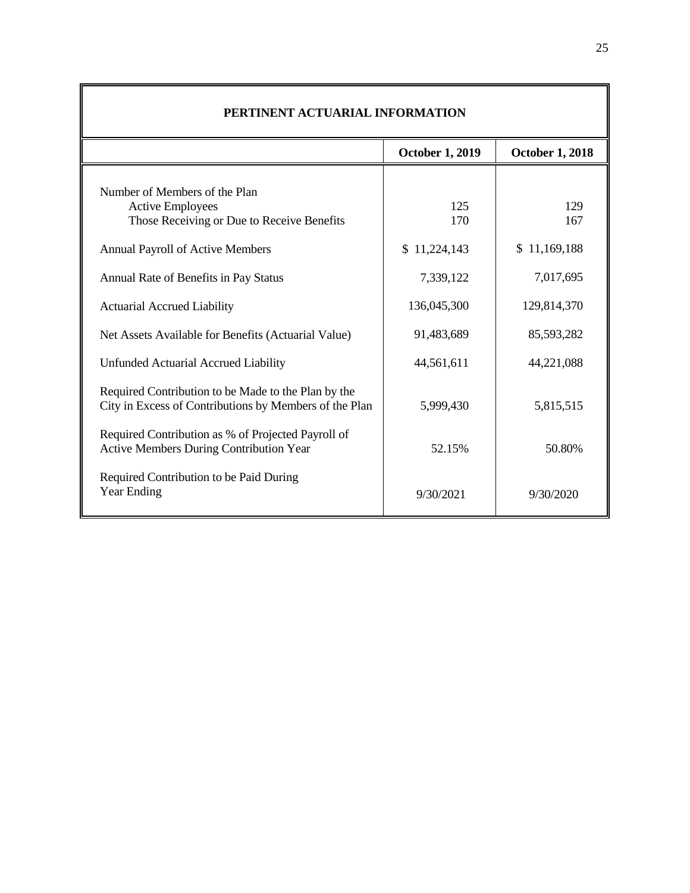## PERTINENT ACTUARIAL INFORMATION

| | October 1, 2019 | October 1, 2018 |
|---|---|---|
| Number of Members of the Plan | | |
| Active Employees | 125 | 129 |
| Those Receiving or Due to Receive Benefits | 170 | 167 |
| Annual Payroll of Active Members | $ 11,224,143 | $ 11,169,188 |
| Annual Rate of Benefits in Pay Status | 7,339,122 | 7,017,695 |
| Actuarial Accrued Liability | 136,045,300 | 129,814,370 |
| Net Assets Available for Benefits (Actuarial Value) | 91,483,689 | 85,593,282 |
| Unfunded Actuarial Accrued Liability | 44,561,611 | 44,221,088 |
| Required Contribution to be Made to the Plan by the City in Excess of Contributions by Members of the Plan | 5,999,430 | 5,815,515 |
| Required Contribution as % of Projected Payroll of Active Members During Contribution Year | 52.15% | 50.80% |
| Required Contribution to be Paid During Year Ending | 9/30/2021 | 9/30/2020 |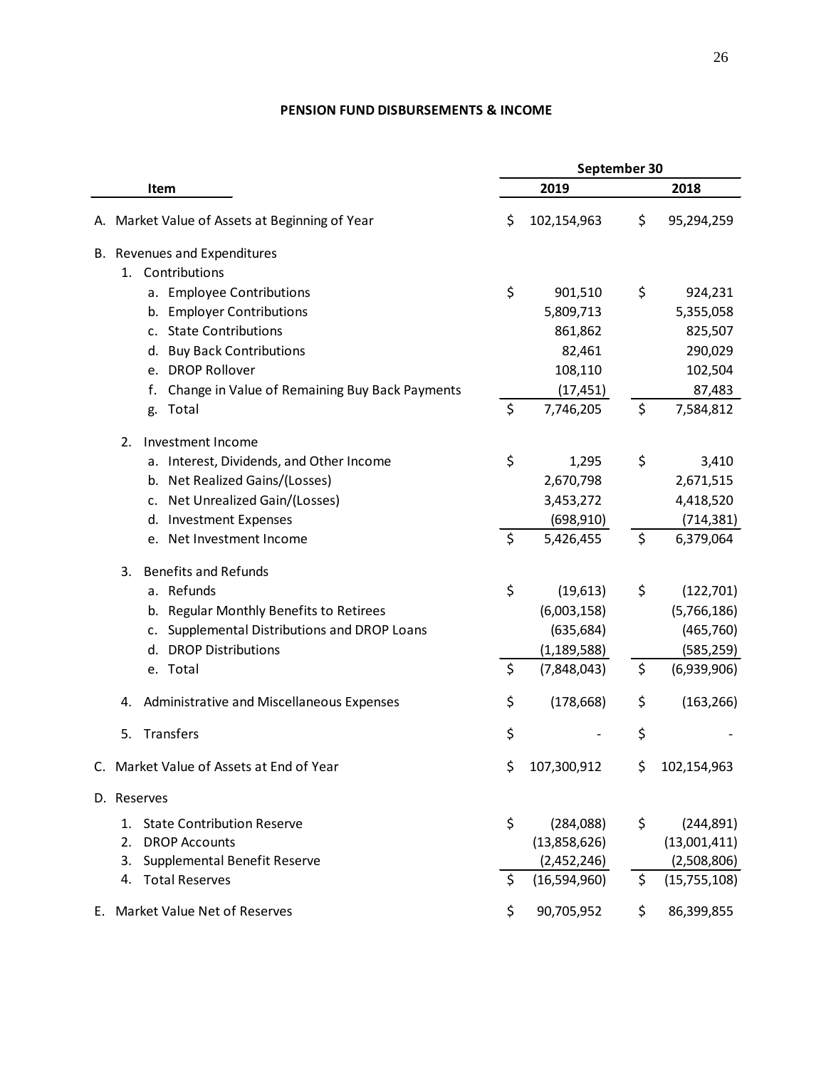## PENSION FUND DISBURSEMENTS & INCOME

| Item | September 30 2019 | September 30 2018 |
|---|---|---|
| A. Market Value of Assets at Beginning of Year | $ 102,154,963 | $ 95,294,259 |
| B. Revenues and Expenditures | | |
| 1. Contributions | | |
| a. Employee Contributions | $ 901,510 | $ 924,231 |
| b. Employer Contributions | 5,809,713 | 5,355,058 |
| c. State Contributions | 861,862 | 825,507 |
| d. Buy Back Contributions | 82,461 | 290,029 |
| e. DROP Rollover | 108,110 | 102,504 |
| f. Change in Value of Remaining Buy Back Payments | (17,451) | 87,483 |
| g. Total | $ 7,746,205 | $ 7,584,812 |
| 2. Investment Income | | |
| a. Interest, Dividends, and Other Income | $ 1,295 | $ 3,410 |
| b. Net Realized Gains/(Losses) | 2,670,798 | 2,671,515 |
| c. Net Unrealized Gain/(Losses) | 3,453,272 | 4,418,520 |
| d. Investment Expenses | (698,910) | (714,381) |
| e. Net Investment Income | $ 5,426,455 | $ 6,379,064 |
| 3. Benefits and Refunds | | |
| a. Refunds | $ (19,613) | $ (122,701) |
| b. Regular Monthly Benefits to Retirees | (6,003,158) | (5,766,186) |
| c. Supplemental Distributions and DROP Loans | (635,684) | (465,760) |
| d. DROP Distributions | (1,189,588) | (585,259) |
| e. Total | $ (7,848,043) | $ (6,939,906) |
| 4. Administrative and Miscellaneous Expenses | $ (178,668) | $ (163,266) |
| 5. Transfers | $ - | $ - |
| C. Market Value of Assets at End of Year | $ 107,300,912 | $ 102,154,963 |
| D. Reserves | | |
| 1. State Contribution Reserve | $ (284,088) | $ (244,891) |
| 2. DROP Accounts | (13,858,626) | (13,001,411) |
| 3. Supplemental Benefit Reserve | (2,452,246) | (2,508,806) |
| 4. Total Reserves | $ (16,594,960) | $ (15,755,108) |
| E. Market Value Net of Reserves | $ 90,705,952 | $ 86,399,855 |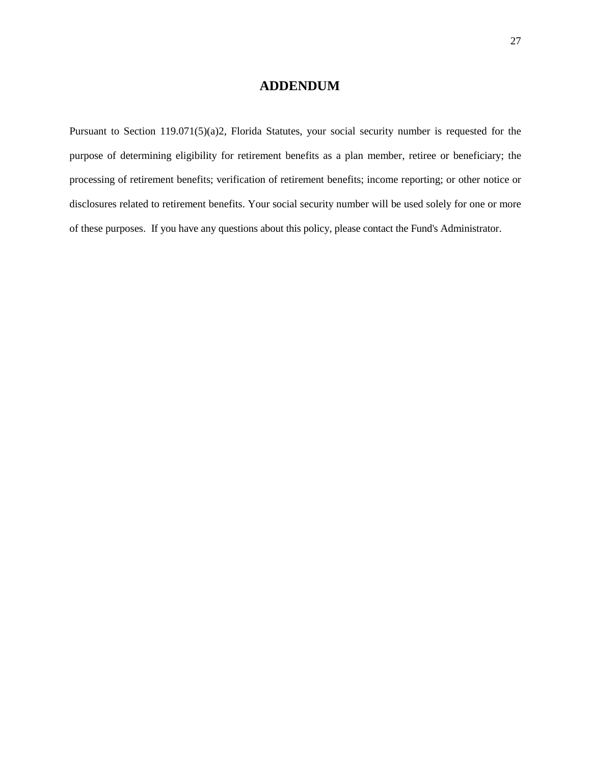# ADDENDUM

Pursuant to Section 119.071(5)(a)2, Florida Statutes, your social security number is requested for the purpose of determining eligibility for retirement benefits as a plan member, retiree or beneficiary; the processing of retirement benefits; verification of retirement benefits; income reporting; or other notice or disclosures related to retirement benefits. Your social security number will be used solely for one or more of these purposes. If you have any questions about this policy, please contact the Fund's Administrator.